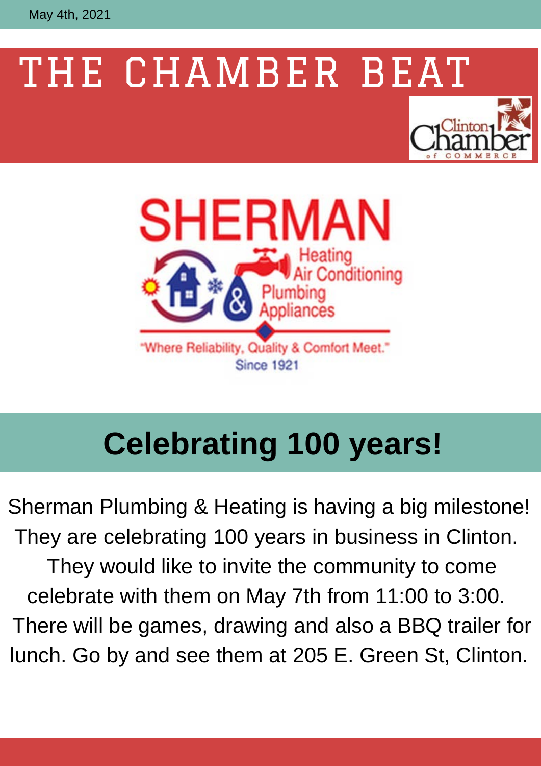May 4th, 2021

# THE CHAMBER BEAT

Clinton Chamber of Commerce

SHERMAN

Heating
Air Conditioning
Plumbing
Appliances

"Where Reliability, Quality & Comfort Meet."
Since 1921

## Celebrating 100 years!

Sherman Plumbing & Heating is having a big milestone! They are celebrating 100 years in business in Clinton. They would like to invite the community to come celebrate with them on May 7th from 11:00 to 3:00. There will be games, drawing and also a BBQ trailer for lunch. Go by and see them at 205 E. Green St, Clinton.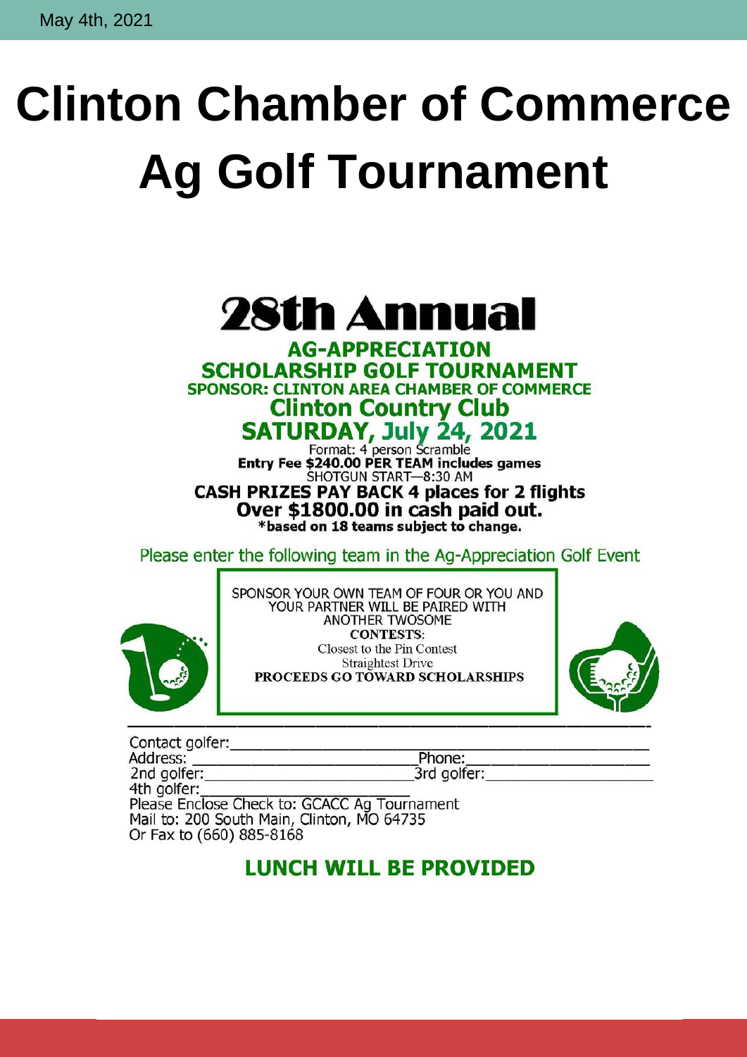May 4th, 2021

# Clinton Chamber of Commerce Ag Golf Tournament

## 28th Annual

**AG-APPRECIATION**
**SCHOLARSHIP GOLF TOURNAMENT**
**SPONSOR: CLINTON AREA CHAMBER OF COMMERCE**
**Clinton Country Club**
**SATURDAY, July 24, 2021**

Format: 4 person Scramble
**Entry Fee $240.00 PER TEAM includes games**
SHOTGUN START—8:30 AM
**CASH PRIZES PAY BACK 4 places for 2 flights**
**Over $1800.00 in cash paid out.**
**\*based on 18 teams subject to change.**

Please enter the following team in the Ag-Appreciation Golf Event

SPONSOR YOUR OWN TEAM OF FOUR OR YOU AND YOUR PARTNER WILL BE PAIRED WITH ANOTHER TWOSOME
**CONTESTS:**
Closest to the Pin Contest
Straightest Drive
**PROCEEDS GO TOWARD SCHOLARSHIPS**

Contact golfer:\_\_\_\_\_\_\_\_\_\_\_\_\_\_\_\_\_\_\_\_\_\_\_\_\_\_\_\_\_\_\_\_\_\_\_\_\_\_\_\_
Address: \_\_\_\_\_\_\_\_\_\_\_\_\_\_\_\_\_\_\_\_\_\_\_\_ Phone:\_\_\_\_\_\_\_\_\_\_\_\_\_\_\_\_\_\_
2nd golfer:\_\_\_\_\_\_\_\_\_\_\_\_\_\_\_\_\_\_\_\_\_\_\_\_ 3rd golfer:\_\_\_\_\_\_\_\_\_\_\_\_\_\_\_\_\_\_
4th golfer:\_\_\_\_\_\_\_\_\_\_\_\_\_\_\_\_\_\_\_\_\_\_\_\_
Please Enclose Check to: GCACC Ag Tournament
Mail to: 200 South Main, Clinton, MO 64735
Or Fax to (660) 885-8168

**LUNCH WILL BE PROVIDED**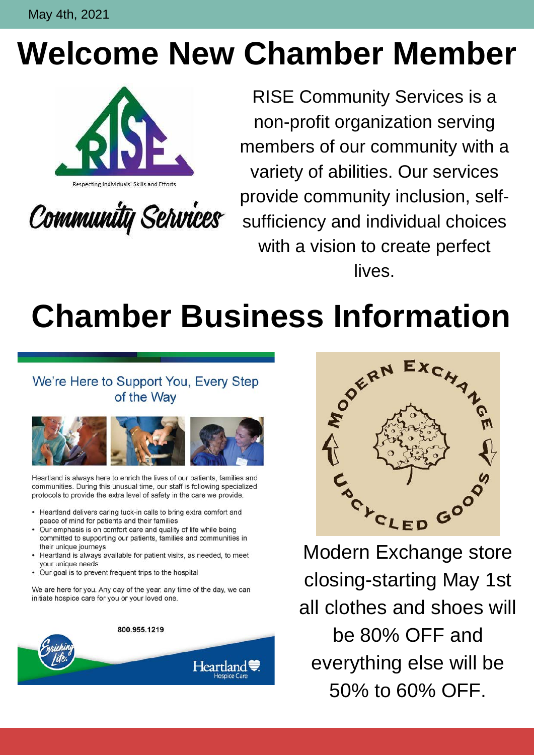May 4th, 2021

# Welcome New Chamber Member

RISE

Respecting Individuals' Skills and Efforts

Community Services

RISE Community Services is a non-profit organization serving members of our community with a variety of abilities. Our services provide community inclusion, self-sufficiency and individual choices with a vision to create perfect lives.

# Chamber Business Information

## We're Here to Support You, Every Step of the Way

Heartland is always here to enrich the lives of our patients, families and communities. During this unusual time, our staff is following specialized protocols to provide the extra level of safety in the care we provide.

- Heartland delivers caring tuck-in calls to bring extra comfort and peace of mind for patients and their families
- Our emphasis is on comfort care and quality of life while being committed to supporting our patients, families and communities in their unique journeys
- Heartland is always available for patient visits, as needed, to meet your unique needs
- Our goal is to prevent frequent trips to the hospital

We are here for you. Any day of the year, any time of the day, we can initiate hospice care for you or your loved one.

Enriching Life.

800.955.1219

Heartland Hospice Care

Modern Exchange Upcycled Goods

Modern Exchange store closing-starting May 1st all clothes and shoes will be 80% OFF and everything else will be 50% to 60% OFF.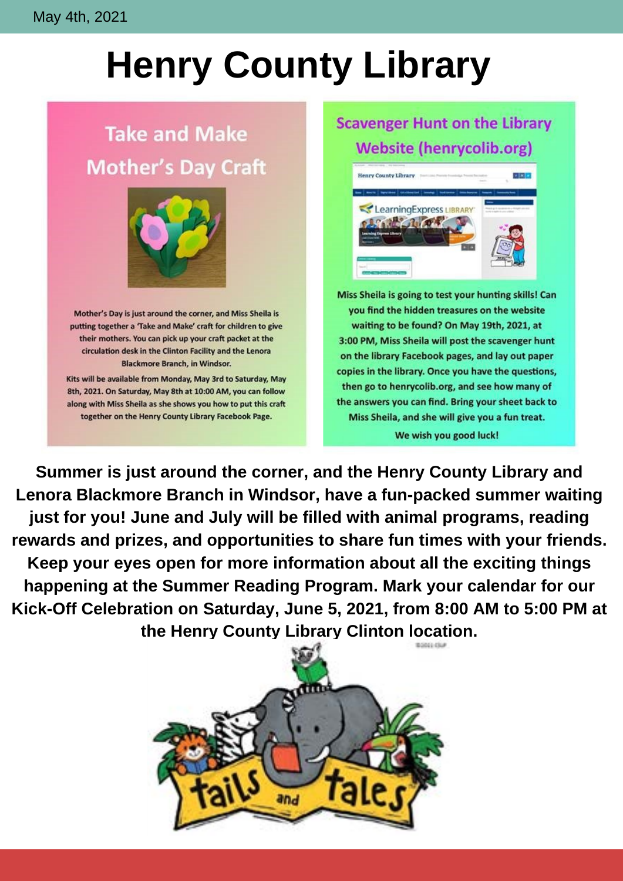May 4th, 2021

# Henry County Library

## Take and Make Mother's Day Craft

Mother's Day is just around the corner, and Miss Sheila is putting together a 'Take and Make' craft for children to give their mothers. You can pick up your craft packet at the circulation desk in the Clinton Facility and the Lenora Blackmore Branch, in Windsor.

Kits will be available from Monday, May 3rd to Saturday, May 8th, 2021. On Saturday, May 8th at 10:00 AM, you can follow along with Miss Sheila as she shows you how to put this craft together on the Henry County Library Facebook Page.

## Scavenger Hunt on the Library Website (henrycolib.org)

Miss Sheila is going to test your hunting skills! Can you find the hidden treasures on the website waiting to be found? On May 19th, 2021, at 3:00 PM, Miss Sheila will post the scavenger hunt on the library Facebook pages, and lay out paper copies in the library. Once you have the questions, then go to henrycolib.org, and see how many of the answers you can find. Bring your sheet back to Miss Sheila, and she will give you a fun treat.

We wish you good luck!

**Summer is just around the corner, and the Henry County Library and Lenora Blackmore Branch in Windsor, have a fun-packed summer waiting just for you! June and July will be filled with animal programs, reading rewards and prizes, and opportunities to share fun times with your friends. Keep your eyes open for more information about all the exciting things happening at the Summer Reading Program. Mark your calendar for our Kick-Off Celebration on Saturday, June 5, 2021, from 8:00 AM to 5:00 PM at the Henry County Library Clinton location.**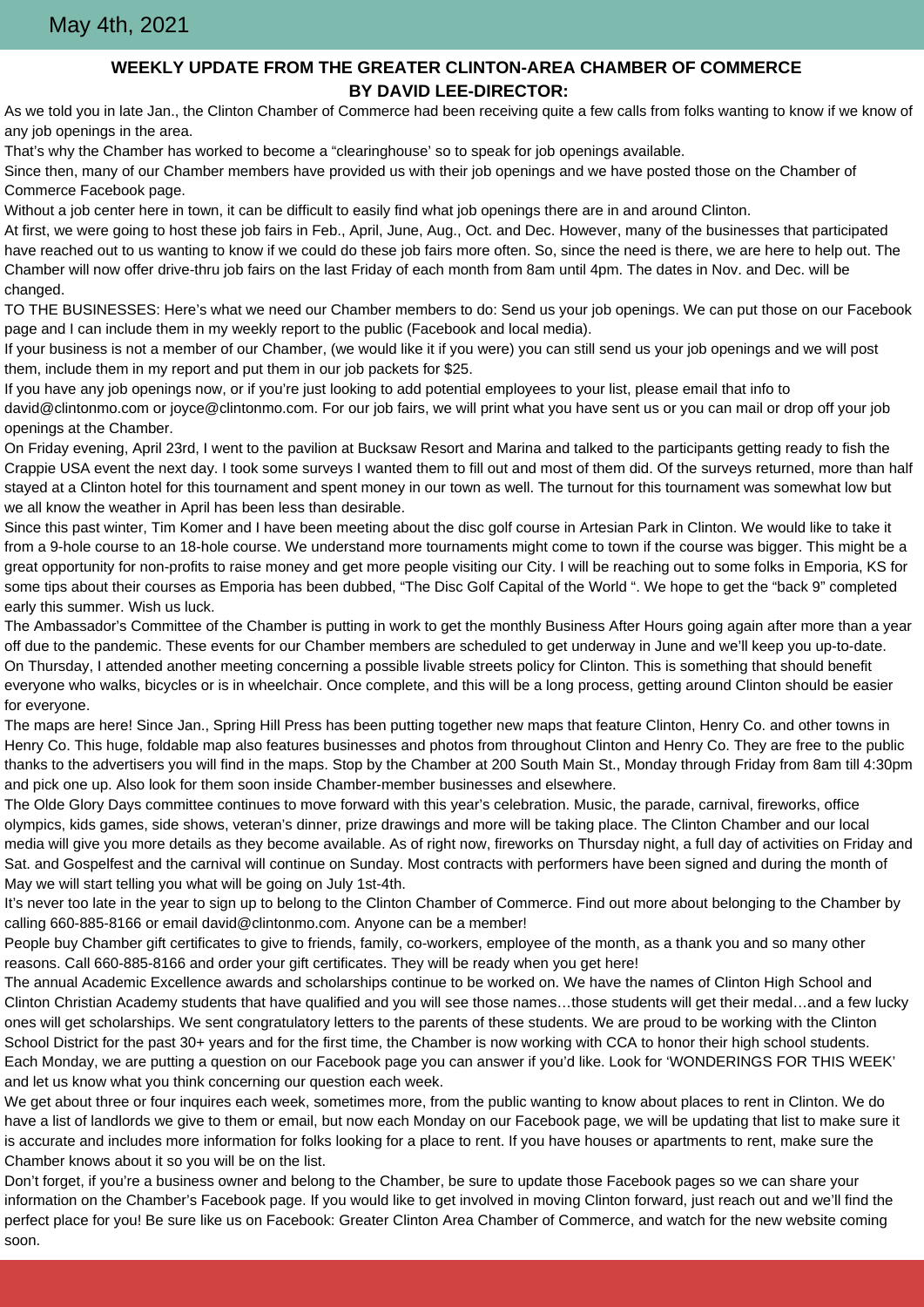May 4th, 2021

**WEEKLY UPDATE FROM THE GREATER CLINTON-AREA CHAMBER OF COMMERCE**
**BY DAVID LEE-DIRECTOR:**

As we told you in late Jan., the Clinton Chamber of Commerce had been receiving quite a few calls from folks wanting to know if we know of any job openings in the area.

That's why the Chamber has worked to become a "clearinghouse' so to speak for job openings available.

Since then, many of our Chamber members have provided us with their job openings and we have posted those on the Chamber of Commerce Facebook page.

Without a job center here in town, it can be difficult to easily find what job openings there are in and around Clinton.

At first, we were going to host these job fairs in Feb., April, June, Aug., Oct. and Dec. However, many of the businesses that participated have reached out to us wanting to know if we could do these job fairs more often. So, since the need is there, we are here to help out. The Chamber will now offer drive-thru job fairs on the last Friday of each month from 8am until 4pm. The dates in Nov. and Dec. will be changed.

TO THE BUSINESSES: Here's what we need our Chamber members to do: Send us your job openings. We can put those on our Facebook page and I can include them in my weekly report to the public (Facebook and local media).

If your business is not a member of our Chamber, (we would like it if you were) you can still send us your job openings and we will post them, include them in my report and put them in our job packets for $25.

If you have any job openings now, or if you're just looking to add potential employees to your list, please email that info to david@clintonmo.com or joyce@clintonmo.com. For our job fairs, we will print what you have sent us or you can mail or drop off your job openings at the Chamber.

On Friday evening, April 23rd, I went to the pavilion at Bucksaw Resort and Marina and talked to the participants getting ready to fish the Crappie USA event the next day. I took some surveys I wanted them to fill out and most of them did. Of the surveys returned, more than half stayed at a Clinton hotel for this tournament and spent money in our town as well. The turnout for this tournament was somewhat low but we all know the weather in April has been less than desirable.

Since this past winter, Tim Komer and I have been meeting about the disc golf course in Artesian Park in Clinton. We would like to take it from a 9-hole course to an 18-hole course. We understand more tournaments might come to town if the course was bigger. This might be a great opportunity for non-profits to raise money and get more people visiting our City. I will be reaching out to some folks in Emporia, KS for some tips about their courses as Emporia has been dubbed, "The Disc Golf Capital of the World ". We hope to get the "back 9" completed early this summer. Wish us luck.

The Ambassador's Committee of the Chamber is putting in work to get the monthly Business After Hours going again after more than a year off due to the pandemic. These events for our Chamber members are scheduled to get underway in June and we'll keep you up-to-date.

On Thursday, I attended another meeting concerning a possible livable streets policy for Clinton. This is something that should benefit everyone who walks, bicycles or is in wheelchair. Once complete, and this will be a long process, getting around Clinton should be easier for everyone.

The maps are here! Since Jan., Spring Hill Press has been putting together new maps that feature Clinton, Henry Co. and other towns in Henry Co. This huge, foldable map also features businesses and photos from throughout Clinton and Henry Co. They are free to the public thanks to the advertisers you will find in the maps. Stop by the Chamber at 200 South Main St., Monday through Friday from 8am till 4:30pm and pick one up. Also look for them soon inside Chamber-member businesses and elsewhere.

The Olde Glory Days committee continues to move forward with this year's celebration. Music, the parade, carnival, fireworks, office olympics, kids games, side shows, veteran's dinner, prize drawings and more will be taking place. The Clinton Chamber and our local media will give you more details as they become available. As of right now, fireworks on Thursday night, a full day of activities on Friday and Sat. and Gospelfest and the carnival will continue on Sunday. Most contracts with performers have been signed and during the month of May we will start telling you what will be going on July 1st-4th.

It's never too late in the year to sign up to belong to the Clinton Chamber of Commerce. Find out more about belonging to the Chamber by calling 660-885-8166 or email david@clintonmo.com. Anyone can be a member!

People buy Chamber gift certificates to give to friends, family, co-workers, employee of the month, as a thank you and so many other reasons. Call 660-885-8166 and order your gift certificates. They will be ready when you get here!

The annual Academic Excellence awards and scholarships continue to be worked on. We have the names of Clinton High School and Clinton Christian Academy students that have qualified and you will see those names…those students will get their medal…and a few lucky ones will get scholarships. We sent congratulatory letters to the parents of these students. We are proud to be working with the Clinton School District for the past 30+ years and for the first time, the Chamber is now working with CCA to honor their high school students.

Each Monday, we are putting a question on our Facebook page you can answer if you'd like. Look for 'WONDERINGS FOR THIS WEEK' and let us know what you think concerning our question each week.

We get about three or four inquires each week, sometimes more, from the public wanting to know about places to rent in Clinton. We do have a list of landlords we give to them or email, but now each Monday on our Facebook page, we will be updating that list to make sure it is accurate and includes more information for folks looking for a place to rent. If you have houses or apartments to rent, make sure the Chamber knows about it so you will be on the list.

Don't forget, if you're a business owner and belong to the Chamber, be sure to update those Facebook pages so we can share your information on the Chamber's Facebook page. If you would like to get involved in moving Clinton forward, just reach out and we'll find the perfect place for you! Be sure like us on Facebook: Greater Clinton Area Chamber of Commerce, and watch for the new website coming soon.